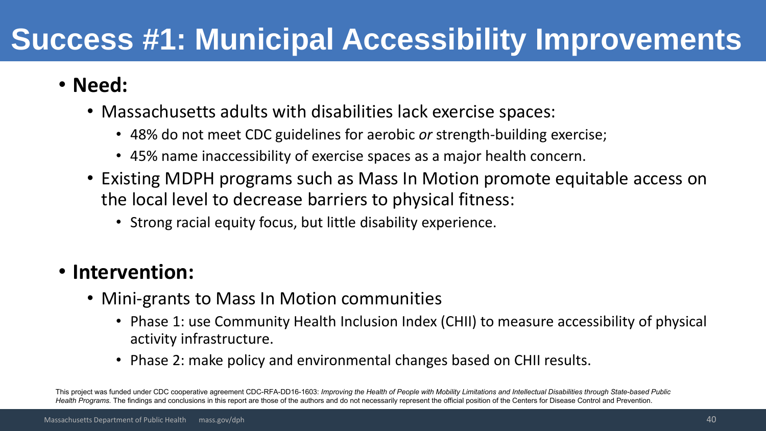# Success #1: Municipal Accessibility Improvements

- **Need:**
  - Massachusetts adults with disabilities lack exercise spaces:
    - 48% do not meet CDC guidelines for aerobic *or* strength-building exercise;
    - 45% name inaccessibility of exercise spaces as a major health concern.
  - Existing MDPH programs such as Mass In Motion promote equitable access on the local level to decrease barriers to physical fitness:
    - Strong racial equity focus, but little disability experience.

- **Intervention:**
  - Mini-grants to Mass In Motion communities
    - Phase 1: use Community Health Inclusion Index (CHII) to measure accessibility of physical activity infrastructure.
    - Phase 2: make policy and environmental changes based on CHII results.

This project was funded under CDC cooperative agreement CDC-RFA-DD16-1603: *Improving the Health of People with Mobility Limitations and Intellectual Disabilities through State-based Public Health Programs.* The findings and conclusions in this report are those of the authors and do not necessarily represent the official position of the Centers for Disease Control and Prevention.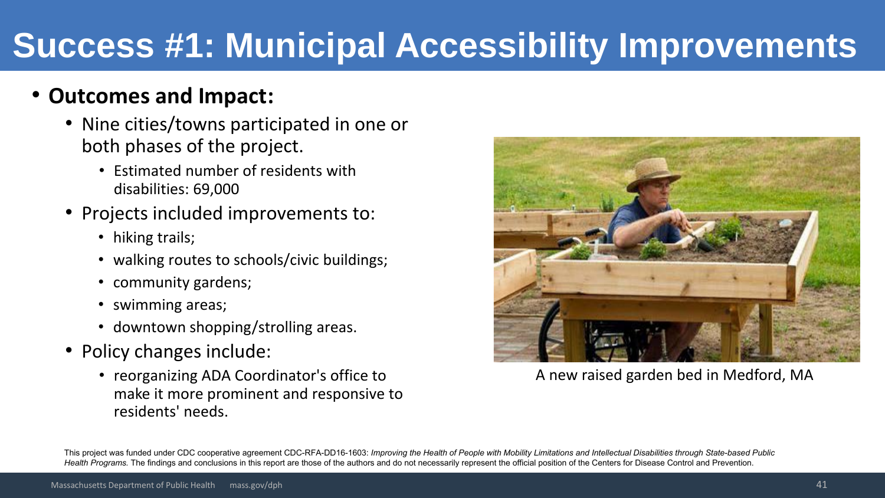# Success #1: Municipal Accessibility Improvements

- **Outcomes and Impact:**
  - Nine cities/towns participated in one or both phases of the project.
    - Estimated number of residents with disabilities: 69,000
  - Projects included improvements to:
    - hiking trails;
    - walking routes to schools/civic buildings;
    - community gardens;
    - swimming areas;
    - downtown shopping/strolling areas.
  - Policy changes include:
    - reorganizing ADA Coordinator's office to make it more prominent and responsive to residents' needs.

A new raised garden bed in Medford, MA

This project was funded under CDC cooperative agreement CDC-RFA-DD16-1603: *Improving the Health of People with Mobility Limitations and Intellectual Disabilities through State-based Public Health Programs.* The findings and conclusions in this report are those of the authors and do not necessarily represent the official position of the Centers for Disease Control and Prevention.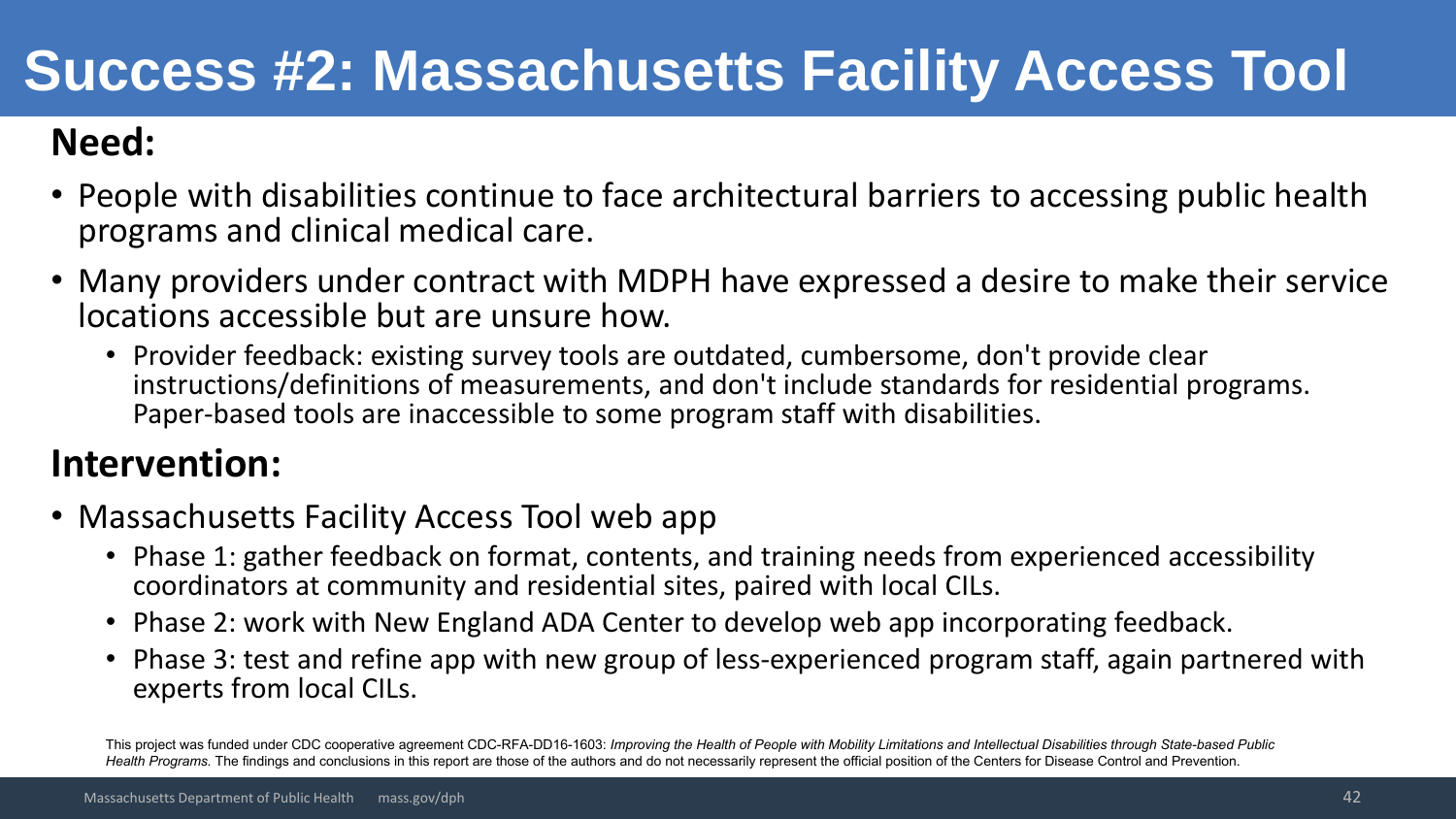# Success #2: Massachusetts Facility Access Tool

## Need:

- People with disabilities continue to face architectural barriers to accessing public health programs and clinical medical care.
- Many providers under contract with MDPH have expressed a desire to make their service locations accessible but are unsure how.
  - Provider feedback: existing survey tools are outdated, cumbersome, don't provide clear instructions/definitions of measurements, and don't include standards for residential programs. Paper-based tools are inaccessible to some program staff with disabilities.

## Intervention:

- Massachusetts Facility Access Tool web app
  - Phase 1: gather feedback on format, contents, and training needs from experienced accessibility coordinators at community and residential sites, paired with local CILs.
  - Phase 2: work with New England ADA Center to develop web app incorporating feedback.
  - Phase 3: test and refine app with new group of less-experienced program staff, again partnered with experts from local CILs.

This project was funded under CDC cooperative agreement CDC-RFA-DD16-1603: *Improving the Health of People with Mobility Limitations and Intellectual Disabilities through State-based Public Health Programs.* The findings and conclusions in this report are those of the authors and do not necessarily represent the official position of the Centers for Disease Control and Prevention.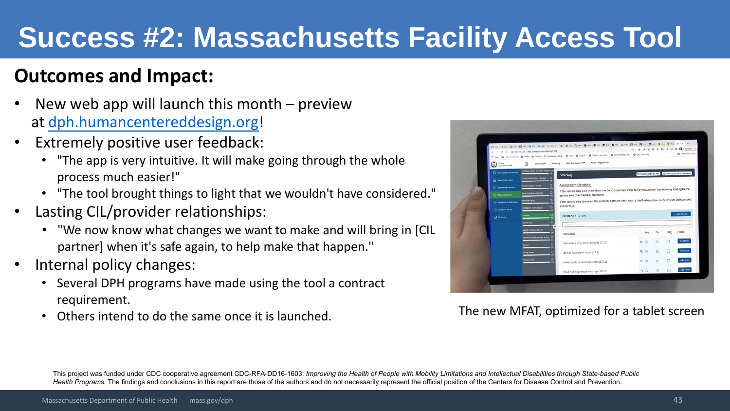# Success #2: Massachusetts Facility Access Tool

## Outcomes and Impact:

- New web app will launch this month – preview at dph.humancentereddesign.org!
- Extremely positive user feedback:
  - "The app is very intuitive. It will make going through the whole process much easier!"
  - "The tool brought things to light that we wouldn't have considered."
- Lasting CIL/provider relationships:
  - "We now know what changes we want to make and will bring in [CIL partner] when it's safe again, to help make that happen."
- Internal policy changes:
  - Several DPH programs have made using the tool a contract requirement.
  - Others intend to do the same once it is launched.

The new MFAT, optimized for a tablet screen

This project was funded under CDC cooperative agreement CDC-RFA-DD16-1603: *Improving the Health of People with Mobility Limitations and Intellectual Disabilities through State-based Public Health Programs.* The findings and conclusions in this report are those of the authors and do not necessarily represent the official position of the Centers for Disease Control and Prevention.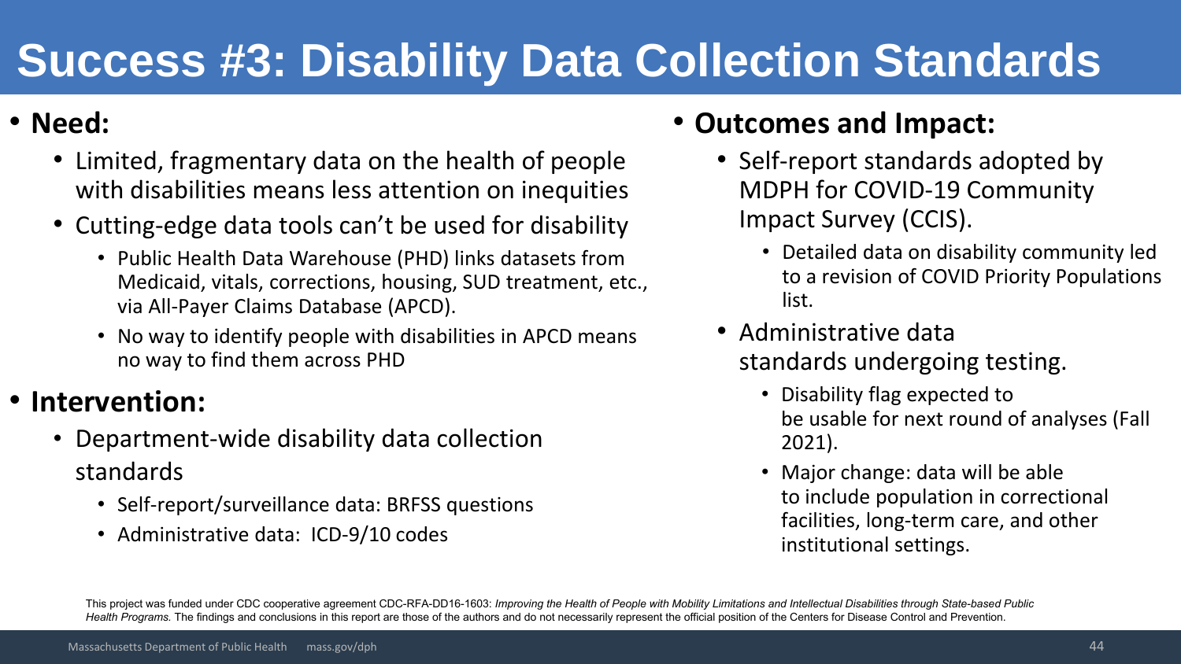# Success #3: Disability Data Collection Standards

- **Need:**
  - Limited, fragmentary data on the health of people with disabilities means less attention on inequities
  - Cutting-edge data tools can't be used for disability
    - Public Health Data Warehouse (PHD) links datasets from Medicaid, vitals, corrections, housing, SUD treatment, etc., via All-Payer Claims Database (APCD).
    - No way to identify people with disabilities in APCD means no way to find them across PHD
- **Intervention:**
  - Department-wide disability data collection standards
    - Self-report/surveillance data: BRFSS questions
    - Administrative data: ICD-9/10 codes

- **Outcomes and Impact:**
  - Self-report standards adopted by MDPH for COVID-19 Community Impact Survey (CCIS).
    - Detailed data on disability community led to a revision of COVID Priority Populations list.
  - Administrative data standards undergoing testing.
    - Disability flag expected to be usable for next round of analyses (Fall 2021).
    - Major change: data will be able to include population in correctional facilities, long-term care, and other institutional settings.

This project was funded under CDC cooperative agreement CDC-RFA-DD16-1603: *Improving the Health of People with Mobility Limitations and Intellectual Disabilities through State-based Public Health Programs.* The findings and conclusions in this report are those of the authors and do not necessarily represent the official position of the Centers for Disease Control and Prevention.